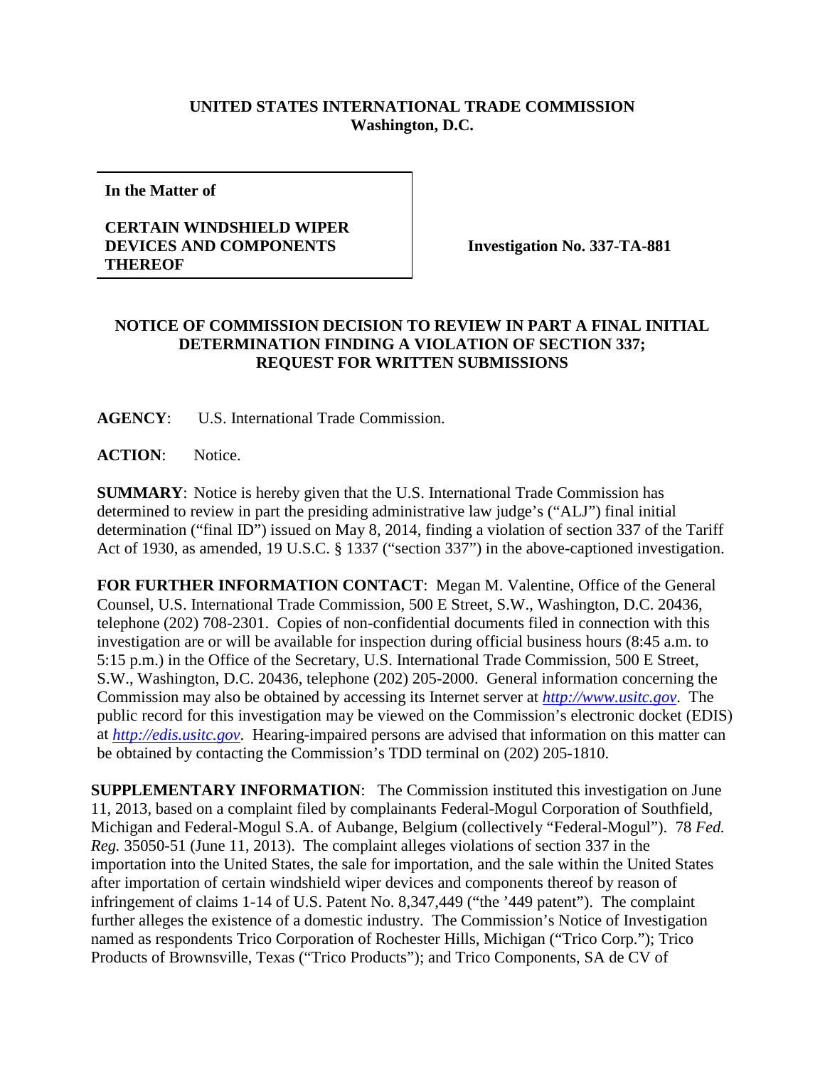**UNITED STATES INTERNATIONAL TRADE COMMISSION**
**Washington, D.C.**

| **In the Matter of**<br><br>**CERTAIN WINDSHIELD WIPER DEVICES AND COMPONENTS THEREOF** | **Investigation No. 337-TA-881** |
|---|---|

**NOTICE OF COMMISSION DECISION TO REVIEW IN PART A FINAL INITIAL DETERMINATION FINDING A VIOLATION OF SECTION 337; REQUEST FOR WRITTEN SUBMISSIONS**

**AGENCY**: U.S. International Trade Commission.

**ACTION**: Notice.

**SUMMARY**: Notice is hereby given that the U.S. International Trade Commission has determined to review in part the presiding administrative law judge's ("ALJ") final initial determination ("final ID") issued on May 8, 2014, finding a violation of section 337 of the Tariff Act of 1930, as amended, 19 U.S.C. § 1337 ("section 337") in the above-captioned investigation.

**FOR FURTHER INFORMATION CONTACT**: Megan M. Valentine, Office of the General Counsel, U.S. International Trade Commission, 500 E Street, S.W., Washington, D.C. 20436, telephone (202) 708-2301. Copies of non-confidential documents filed in connection with this investigation are or will be available for inspection during official business hours (8:45 a.m. to 5:15 p.m.) in the Office of the Secretary, U.S. International Trade Commission, 500 E Street, S.W., Washington, D.C. 20436, telephone (202) 205-2000. General information concerning the Commission may also be obtained by accessing its Internet server at *http://www.usitc.gov*. The public record for this investigation may be viewed on the Commission's electronic docket (EDIS) at *http://edis.usitc.gov*. Hearing-impaired persons are advised that information on this matter can be obtained by contacting the Commission's TDD terminal on (202) 205-1810.

**SUPPLEMENTARY INFORMATION**: The Commission instituted this investigation on June 11, 2013, based on a complaint filed by complainants Federal-Mogul Corporation of Southfield, Michigan and Federal-Mogul S.A. of Aubange, Belgium (collectively "Federal-Mogul"). 78 *Fed. Reg.* 35050-51 (June 11, 2013). The complaint alleges violations of section 337 in the importation into the United States, the sale for importation, and the sale within the United States after importation of certain windshield wiper devices and components thereof by reason of infringement of claims 1-14 of U.S. Patent No. 8,347,449 ("the '449 patent"). The complaint further alleges the existence of a domestic industry. The Commission's Notice of Investigation named as respondents Trico Corporation of Rochester Hills, Michigan ("Trico Corp."); Trico Products of Brownsville, Texas ("Trico Products"); and Trico Components, SA de CV of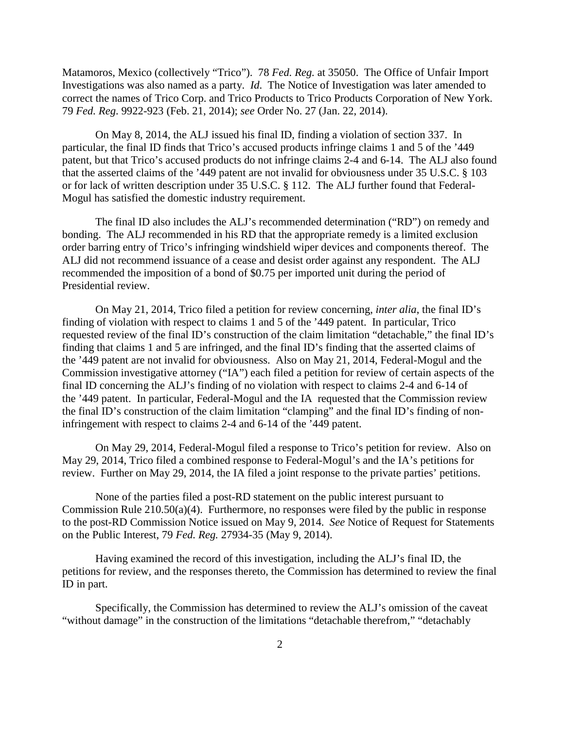Matamoros, Mexico (collectively "Trico"). 78 *Fed. Reg.* at 35050. The Office of Unfair Import Investigations was also named as a party. *Id*. The Notice of Investigation was later amended to correct the names of Trico Corp. and Trico Products to Trico Products Corporation of New York. 79 *Fed. Reg*. 9922-923 (Feb. 21, 2014); *see* Order No. 27 (Jan. 22, 2014).

On May 8, 2014, the ALJ issued his final ID, finding a violation of section 337. In particular, the final ID finds that Trico's accused products infringe claims 1 and 5 of the '449 patent, but that Trico's accused products do not infringe claims 2-4 and 6-14. The ALJ also found that the asserted claims of the '449 patent are not invalid for obviousness under 35 U.S.C. § 103 or for lack of written description under 35 U.S.C. § 112. The ALJ further found that Federal-Mogul has satisfied the domestic industry requirement.

The final ID also includes the ALJ's recommended determination ("RD") on remedy and bonding. The ALJ recommended in his RD that the appropriate remedy is a limited exclusion order barring entry of Trico's infringing windshield wiper devices and components thereof. The ALJ did not recommend issuance of a cease and desist order against any respondent. The ALJ recommended the imposition of a bond of $0.75 per imported unit during the period of Presidential review.

On May 21, 2014, Trico filed a petition for review concerning, *inter alia*, the final ID's finding of violation with respect to claims 1 and 5 of the '449 patent. In particular, Trico requested review of the final ID's construction of the claim limitation "detachable," the final ID's finding that claims 1 and 5 are infringed, and the final ID's finding that the asserted claims of the '449 patent are not invalid for obviousness. Also on May 21, 2014, Federal-Mogul and the Commission investigative attorney ("IA") each filed a petition for review of certain aspects of the final ID concerning the ALJ's finding of no violation with respect to claims 2-4 and 6-14 of the '449 patent. In particular, Federal-Mogul and the IA requested that the Commission review the final ID's construction of the claim limitation "clamping" and the final ID's finding of non-infringement with respect to claims 2-4 and 6-14 of the '449 patent.

On May 29, 2014, Federal-Mogul filed a response to Trico's petition for review. Also on May 29, 2014, Trico filed a combined response to Federal-Mogul's and the IA's petitions for review. Further on May 29, 2014, the IA filed a joint response to the private parties' petitions.

None of the parties filed a post-RD statement on the public interest pursuant to Commission Rule 210.50(a)(4). Furthermore, no responses were filed by the public in response to the post-RD Commission Notice issued on May 9, 2014. *See* Notice of Request for Statements on the Public Interest, 79 *Fed. Reg.* 27934-35 (May 9, 2014).

Having examined the record of this investigation, including the ALJ's final ID, the petitions for review, and the responses thereto, the Commission has determined to review the final ID in part.

Specifically, the Commission has determined to review the ALJ's omission of the caveat "without damage" in the construction of the limitations "detachable therefrom," "detachably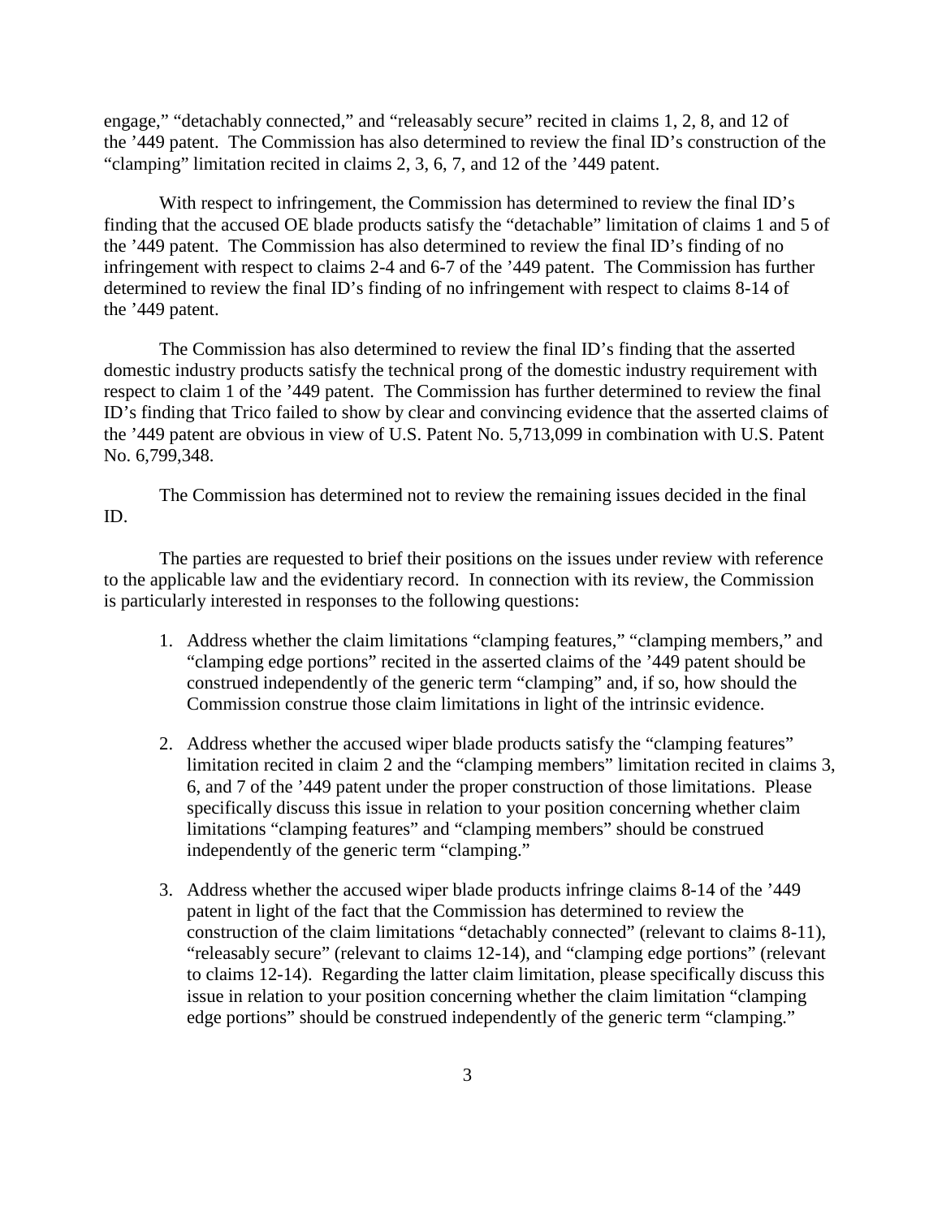engage," "detachably connected," and "releasably secure" recited in claims 1, 2, 8, and 12 of the '449 patent. The Commission has also determined to review the final ID's construction of the "clamping" limitation recited in claims 2, 3, 6, 7, and 12 of the '449 patent.

With respect to infringement, the Commission has determined to review the final ID's finding that the accused OE blade products satisfy the "detachable" limitation of claims 1 and 5 of the '449 patent. The Commission has also determined to review the final ID's finding of no infringement with respect to claims 2-4 and 6-7 of the '449 patent. The Commission has further determined to review the final ID's finding of no infringement with respect to claims 8-14 of the '449 patent.

The Commission has also determined to review the final ID's finding that the asserted domestic industry products satisfy the technical prong of the domestic industry requirement with respect to claim 1 of the '449 patent. The Commission has further determined to review the final ID's finding that Trico failed to show by clear and convincing evidence that the asserted claims of the '449 patent are obvious in view of U.S. Patent No. 5,713,099 in combination with U.S. Patent No. 6,799,348.

The Commission has determined not to review the remaining issues decided in the final ID.

The parties are requested to brief their positions on the issues under review with reference to the applicable law and the evidentiary record. In connection with its review, the Commission is particularly interested in responses to the following questions:

1. Address whether the claim limitations "clamping features," "clamping members," and "clamping edge portions" recited in the asserted claims of the '449 patent should be construed independently of the generic term "clamping" and, if so, how should the Commission construe those claim limitations in light of the intrinsic evidence.

2. Address whether the accused wiper blade products satisfy the "clamping features" limitation recited in claim 2 and the "clamping members" limitation recited in claims 3, 6, and 7 of the '449 patent under the proper construction of those limitations. Please specifically discuss this issue in relation to your position concerning whether claim limitations "clamping features" and "clamping members" should be construed independently of the generic term "clamping."

3. Address whether the accused wiper blade products infringe claims 8-14 of the '449 patent in light of the fact that the Commission has determined to review the construction of the claim limitations "detachably connected" (relevant to claims 8-11), "releasably secure" (relevant to claims 12-14), and "clamping edge portions" (relevant to claims 12-14). Regarding the latter claim limitation, please specifically discuss this issue in relation to your position concerning whether the claim limitation "clamping edge portions" should be construed independently of the generic term "clamping."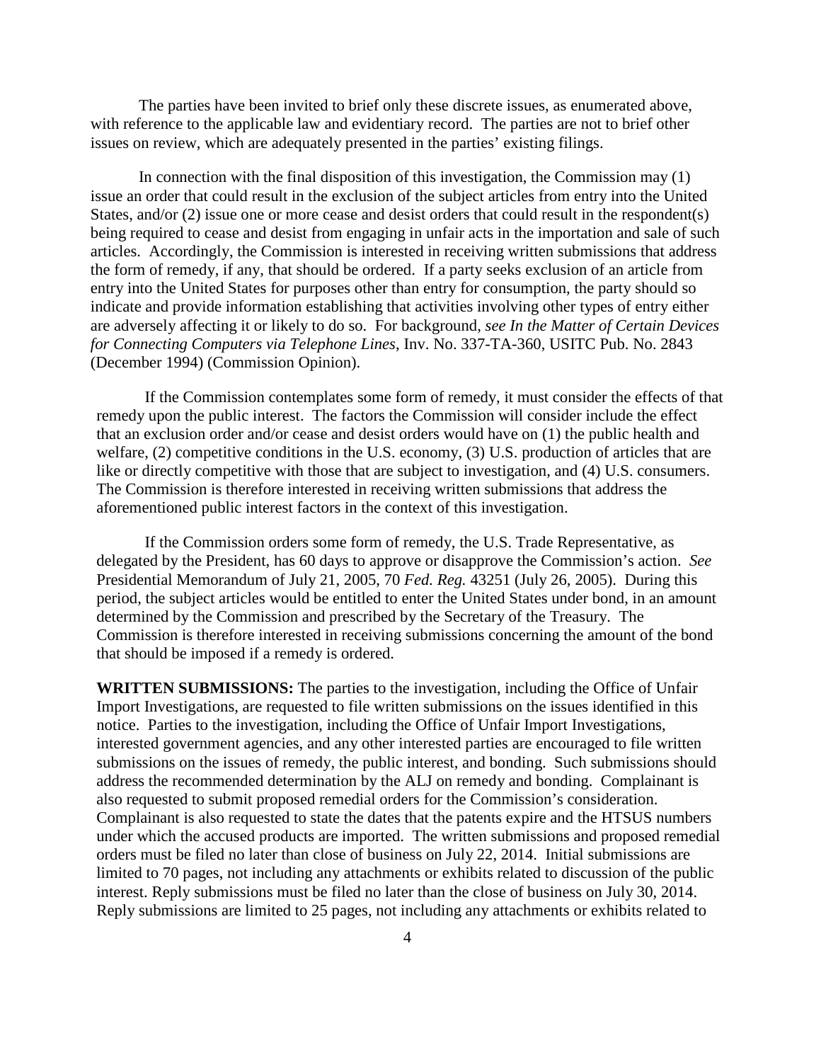The parties have been invited to brief only these discrete issues, as enumerated above, with reference to the applicable law and evidentiary record. The parties are not to brief other issues on review, which are adequately presented in the parties' existing filings.

In connection with the final disposition of this investigation, the Commission may (1) issue an order that could result in the exclusion of the subject articles from entry into the United States, and/or (2) issue one or more cease and desist orders that could result in the respondent(s) being required to cease and desist from engaging in unfair acts in the importation and sale of such articles. Accordingly, the Commission is interested in receiving written submissions that address the form of remedy, if any, that should be ordered. If a party seeks exclusion of an article from entry into the United States for purposes other than entry for consumption, the party should so indicate and provide information establishing that activities involving other types of entry either are adversely affecting it or likely to do so. For background, *see In the Matter of Certain Devices for Connecting Computers via Telephone Lines*, Inv. No. 337-TA-360, USITC Pub. No. 2843 (December 1994) (Commission Opinion).

If the Commission contemplates some form of remedy, it must consider the effects of that remedy upon the public interest. The factors the Commission will consider include the effect that an exclusion order and/or cease and desist orders would have on (1) the public health and welfare, (2) competitive conditions in the U.S. economy, (3) U.S. production of articles that are like or directly competitive with those that are subject to investigation, and (4) U.S. consumers. The Commission is therefore interested in receiving written submissions that address the aforementioned public interest factors in the context of this investigation.

If the Commission orders some form of remedy, the U.S. Trade Representative, as delegated by the President, has 60 days to approve or disapprove the Commission's action. *See* Presidential Memorandum of July 21, 2005, 70 *Fed. Reg.* 43251 (July 26, 2005). During this period, the subject articles would be entitled to enter the United States under bond, in an amount determined by the Commission and prescribed by the Secretary of the Treasury. The Commission is therefore interested in receiving submissions concerning the amount of the bond that should be imposed if a remedy is ordered.

**WRITTEN SUBMISSIONS:** The parties to the investigation, including the Office of Unfair Import Investigations, are requested to file written submissions on the issues identified in this notice. Parties to the investigation, including the Office of Unfair Import Investigations, interested government agencies, and any other interested parties are encouraged to file written submissions on the issues of remedy, the public interest, and bonding. Such submissions should address the recommended determination by the ALJ on remedy and bonding. Complainant is also requested to submit proposed remedial orders for the Commission's consideration. Complainant is also requested to state the dates that the patents expire and the HTSUS numbers under which the accused products are imported. The written submissions and proposed remedial orders must be filed no later than close of business on July 22, 2014. Initial submissions are limited to 70 pages, not including any attachments or exhibits related to discussion of the public interest. Reply submissions must be filed no later than the close of business on July 30, 2014. Reply submissions are limited to 25 pages, not including any attachments or exhibits related to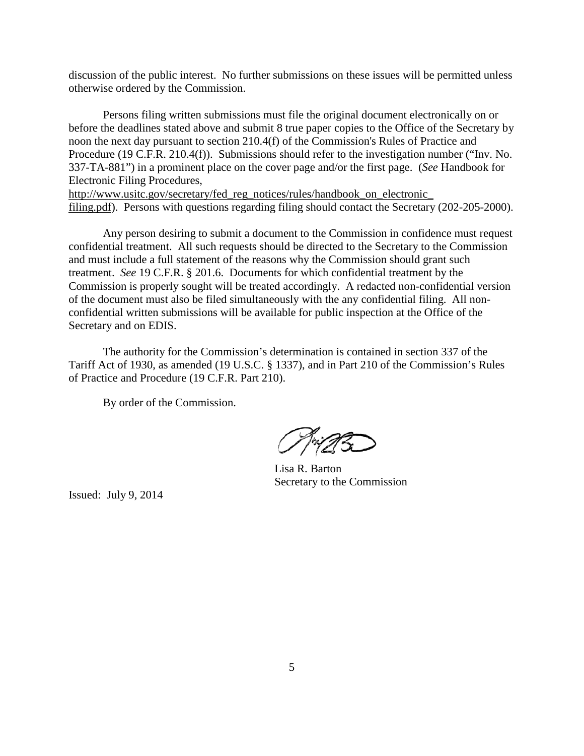discussion of the public interest. No further submissions on these issues will be permitted unless otherwise ordered by the Commission.

Persons filing written submissions must file the original document electronically on or before the deadlines stated above and submit 8 true paper copies to the Office of the Secretary by noon the next day pursuant to section 210.4(f) of the Commission's Rules of Practice and Procedure (19 C.F.R. 210.4(f)). Submissions should refer to the investigation number ("Inv. No. 337-TA-881") in a prominent place on the cover page and/or the first page. (*See* Handbook for Electronic Filing Procedures, http://www.usitc.gov/secretary/fed_reg_notices/rules/handbook_on_electronic_filing.pdf). Persons with questions regarding filing should contact the Secretary (202-205-2000).

Any person desiring to submit a document to the Commission in confidence must request confidential treatment. All such requests should be directed to the Secretary to the Commission and must include a full statement of the reasons why the Commission should grant such treatment. *See* 19 C.F.R. § 201.6. Documents for which confidential treatment by the Commission is properly sought will be treated accordingly. A redacted non-confidential version of the document must also be filed simultaneously with the any confidential filing. All non-confidential written submissions will be available for public inspection at the Office of the Secretary and on EDIS.

The authority for the Commission's determination is contained in section 337 of the Tariff Act of 1930, as amended (19 U.S.C. § 1337), and in Part 210 of the Commission's Rules of Practice and Procedure (19 C.F.R. Part 210).

By order of the Commission.

Lisa R. Barton
Secretary to the Commission

Issued: July 9, 2014